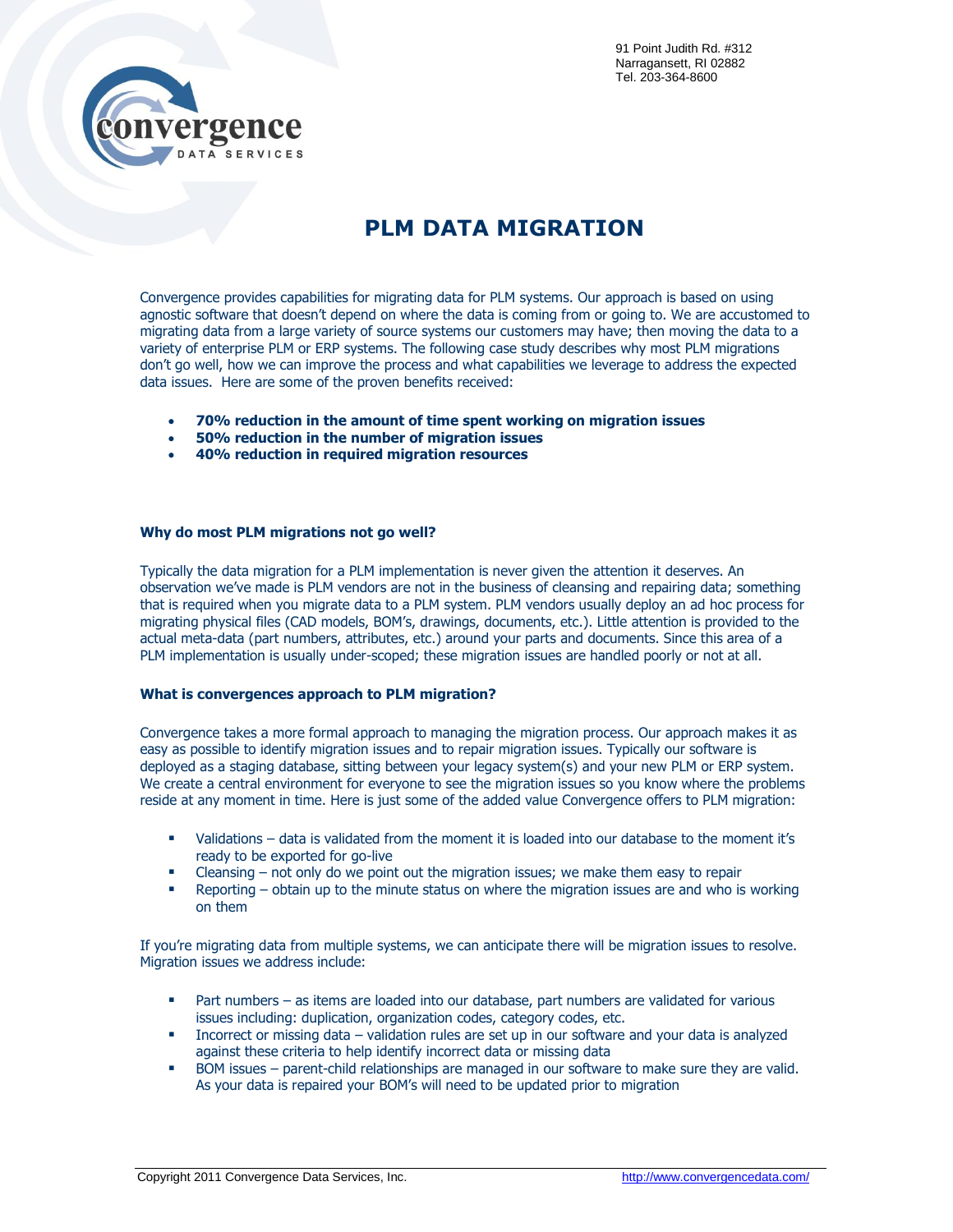91 Point Judith Rd. #312
Narragansett, RI 02882
Tel. 203-364-8600

# PLM DATA MIGRATION

Convergence provides capabilities for migrating data for PLM systems. Our approach is based on using agnostic software that doesn't depend on where the data is coming from or going to. We are accustomed to migrating data from a large variety of source systems our customers may have; then moving the data to a variety of enterprise PLM or ERP systems. The following case study describes why most PLM migrations don't go well, how we can improve the process and what capabilities we leverage to address the expected data issues. Here are some of the proven benefits received:

- **70% reduction in the amount of time spent working on migration issues**
- **50% reduction in the number of migration issues**
- **40% reduction in required migration resources**

### Why do most PLM migrations not go well?

Typically the data migration for a PLM implementation is never given the attention it deserves. An observation we've made is PLM vendors are not in the business of cleansing and repairing data; something that is required when you migrate data to a PLM system. PLM vendors usually deploy an ad hoc process for migrating physical files (CAD models, BOM's, drawings, documents, etc.). Little attention is provided to the actual meta-data (part numbers, attributes, etc.) around your parts and documents. Since this area of a PLM implementation is usually under-scoped; these migration issues are handled poorly or not at all.

### What is convergences approach to PLM migration?

Convergence takes a more formal approach to managing the migration process. Our approach makes it as easy as possible to identify migration issues and to repair migration issues. Typically our software is deployed as a staging database, sitting between your legacy system(s) and your new PLM or ERP system. We create a central environment for everyone to see the migration issues so you know where the problems reside at any moment in time. Here is just some of the added value Convergence offers to PLM migration:

- Validations – data is validated from the moment it is loaded into our database to the moment it's ready to be exported for go-live
- Cleansing – not only do we point out the migration issues; we make them easy to repair
- Reporting – obtain up to the minute status on where the migration issues are and who is working on them

If you're migrating data from multiple systems, we can anticipate there will be migration issues to resolve. Migration issues we address include:

- Part numbers – as items are loaded into our database, part numbers are validated for various issues including: duplication, organization codes, category codes, etc.
- Incorrect or missing data – validation rules are set up in our software and your data is analyzed against these criteria to help identify incorrect data or missing data
- BOM issues – parent-child relationships are managed in our software to make sure they are valid. As your data is repaired your BOM's will need to be updated prior to migration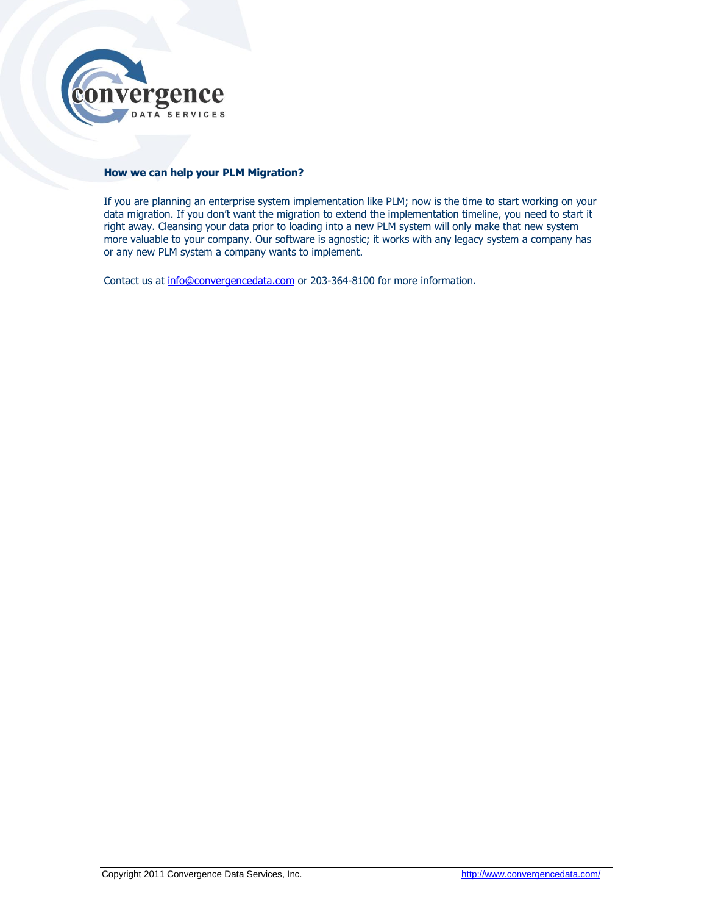### How we can help your PLM Migration?

If you are planning an enterprise system implementation like PLM; now is the time to start working on your data migration. If you don't want the migration to extend the implementation timeline, you need to start it right away. Cleansing your data prior to loading into a new PLM system will only make that new system more valuable to your company. Our software is agnostic; it works with any legacy system a company has or any new PLM system a company wants to implement.

Contact us at info@convergencedata.com or 203-364-8100 for more information.